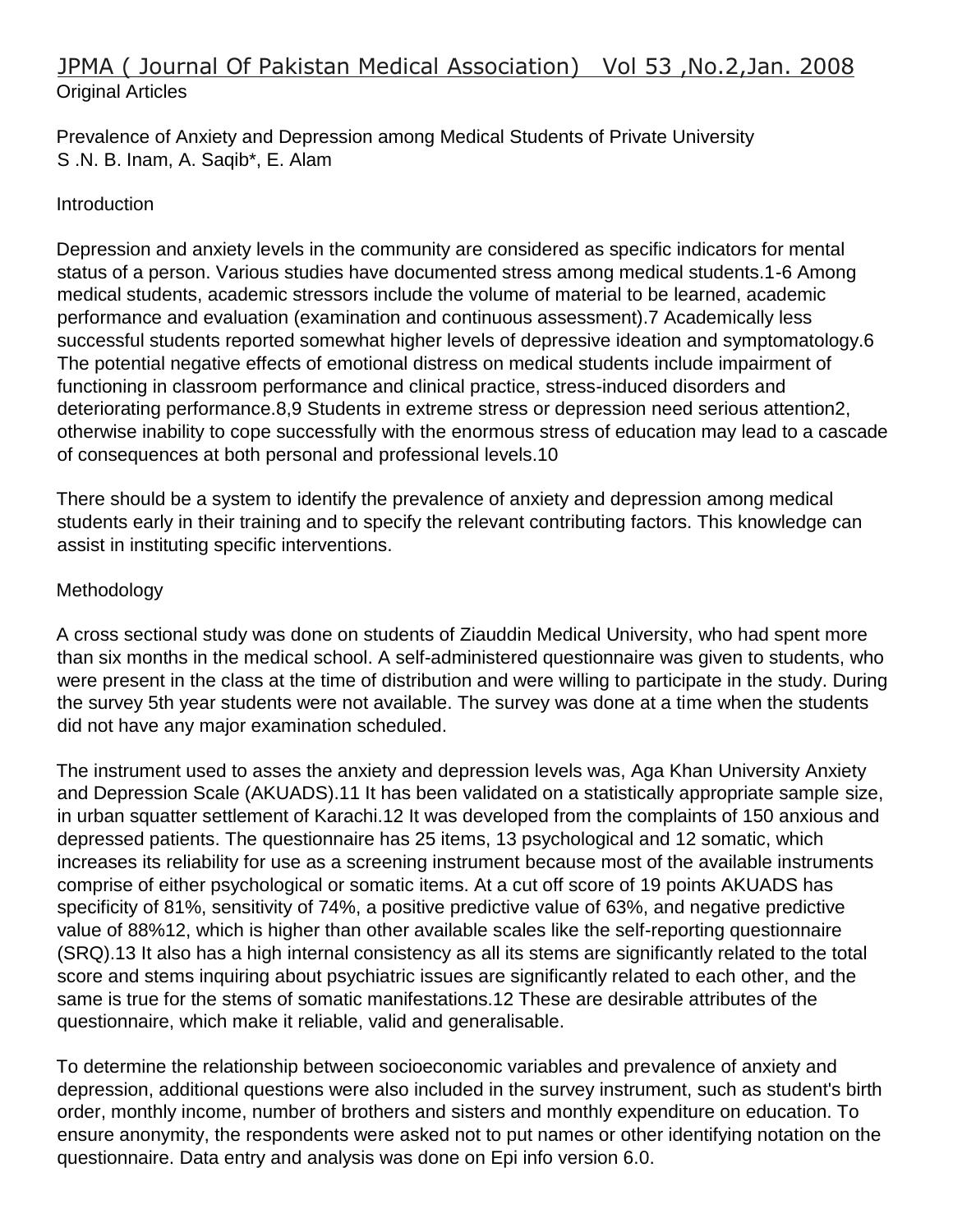Original Articles

# Prevalence of Anxiety and Depression among Medical Students of Private University

S .N. B. Inam, A. Saqib*, E. Alam

## Introduction

Depression and anxiety levels in the community are considered as specific indicators for mental status of a person. Various studies have documented stress among medical students.[1-6] Among medical students, academic stressors include the volume of material to be learned, academic performance and evaluation (examination and continuous assessment).[7] Academically less successful students reported somewhat higher levels of depressive ideation and symptomatology.[6] The potential negative effects of emotional distress on medical students include impairment of functioning in classroom performance and clinical practice, stress-induced disorders and deteriorating performance.[8,9] Students in extreme stress or depression need serious attention[2], otherwise inability to cope successfully with the enormous stress of education may lead to a cascade of consequences at both personal and professional levels.[10]

There should be a system to identify the prevalence of anxiety and depression among medical students early in their training and to specify the relevant contributing factors. This knowledge can assist in instituting specific interventions.

## Methodology

A cross sectional study was done on students of Ziauddin Medical University, who had spent more than six months in the medical school. A self-administered questionnaire was given to students, who were present in the class at the time of distribution and were willing to participate in the study. During the survey 5th year students were not available. The survey was done at a time when the students did not have any major examination scheduled.

The instrument used to asses the anxiety and depression levels was, Aga Khan University Anxiety and Depression Scale (AKUADS).[11] It has been validated on a statistically appropriate sample size, in urban squatter settlement of Karachi.[12] It was developed from the complaints of 150 anxious and depressed patients. The questionnaire has 25 items, 13 psychological and 12 somatic, which increases its reliability for use as a screening instrument because most of the available instruments comprise of either psychological or somatic items. At a cut off score of 19 points AKUADS has specificity of 81%, sensitivity of 74%, a positive predictive value of 63%, and negative predictive value of 88%[12], which is higher than other available scales like the self-reporting questionnaire (SRQ).[13] It also has a high internal consistency as all its stems are significantly related to the total score and stems inquiring about psychiatric issues are significantly related to each other, and the same is true for the stems of somatic manifestations.[12] These are desirable attributes of the questionnaire, which make it reliable, valid and generalisable.

To determine the relationship between socioeconomic variables and prevalence of anxiety and depression, additional questions were also included in the survey instrument, such as student's birth order, monthly income, number of brothers and sisters and monthly expenditure on education. To ensure anonymity, the respondents were asked not to put names or other identifying notation on the questionnaire. Data entry and analysis was done on Epi info version 6.0.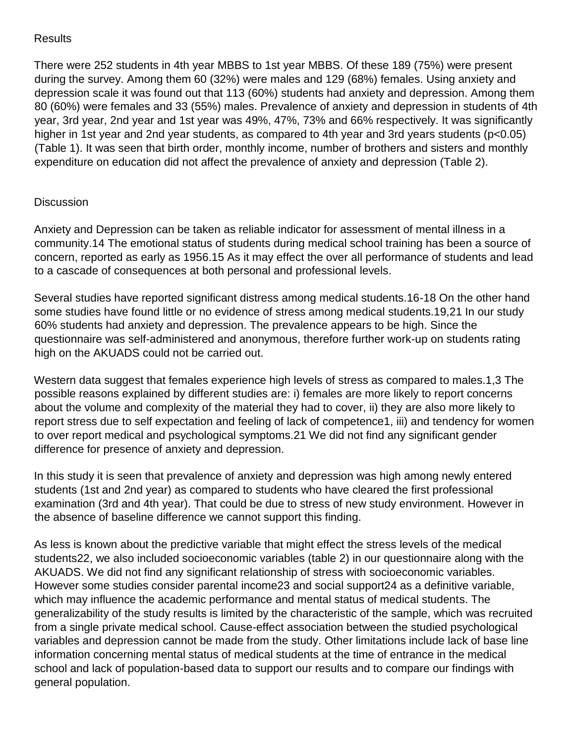## Results

There were 252 students in 4th year MBBS to 1st year MBBS. Of these 189 (75%) were present during the survey. Among them 60 (32%) were males and 129 (68%) females. Using anxiety and depression scale it was found out that 113 (60%) students had anxiety and depression. Among them 80 (60%) were females and 33 (55%) males. Prevalence of anxiety and depression in students of 4th year, 3rd year, 2nd year and 1st year was 49%, 47%, 73% and 66% respectively. It was significantly higher in 1st year and 2nd year students, as compared to 4th year and 3rd years students ($p<0.05$) (Table 1). It was seen that birth order, monthly income, number of brothers and sisters and monthly expenditure on education did not affect the prevalence of anxiety and depression (Table 2).

## Discussion

Anxiety and Depression can be taken as reliable indicator for assessment of mental illness in a community.[14] The emotional status of students during medical school training has been a source of concern, reported as early as 1956.[15] As it may effect the over all performance of students and lead to a cascade of consequences at both personal and professional levels.

Several studies have reported significant distress among medical students.[16-18] On the other hand some studies have found little or no evidence of stress among medical students.[19,21] In our study 60% students had anxiety and depression. The prevalence appears to be high. Since the questionnaire was self-administered and anonymous, therefore further work-up on students rating high on the AKUADS could not be carried out.

Western data suggest that females experience high levels of stress as compared to males.[1,3] The possible reasons explained by different studies are: i) females are more likely to report concerns about the volume and complexity of the material they had to cover, ii) they are also more likely to report stress due to self expectation and feeling of lack of competence[1], iii) and tendency for women to over report medical and psychological symptoms.[21] We did not find any significant gender difference for presence of anxiety and depression.

In this study it is seen that prevalence of anxiety and depression was high among newly entered students (1st and 2nd year) as compared to students who have cleared the first professional examination (3rd and 4th year). That could be due to stress of new study environment. However in the absence of baseline difference we cannot support this finding.

As less is known about the predictive variable that might effect the stress levels of the medical students[22], we also included socioeconomic variables (table 2) in our questionnaire along with the AKUADS. We did not find any significant relationship of stress with socioeconomic variables. However some studies consider parental income[23] and social support[24] as a definitive variable, which may influence the academic performance and mental status of medical students. The generalizability of the study results is limited by the characteristic of the sample, which was recruited from a single private medical school. Cause-effect association between the studied psychological variables and depression cannot be made from the study. Other limitations include lack of base line information concerning mental status of medical students at the time of entrance in the medical school and lack of population-based data to support our results and to compare our findings with general population.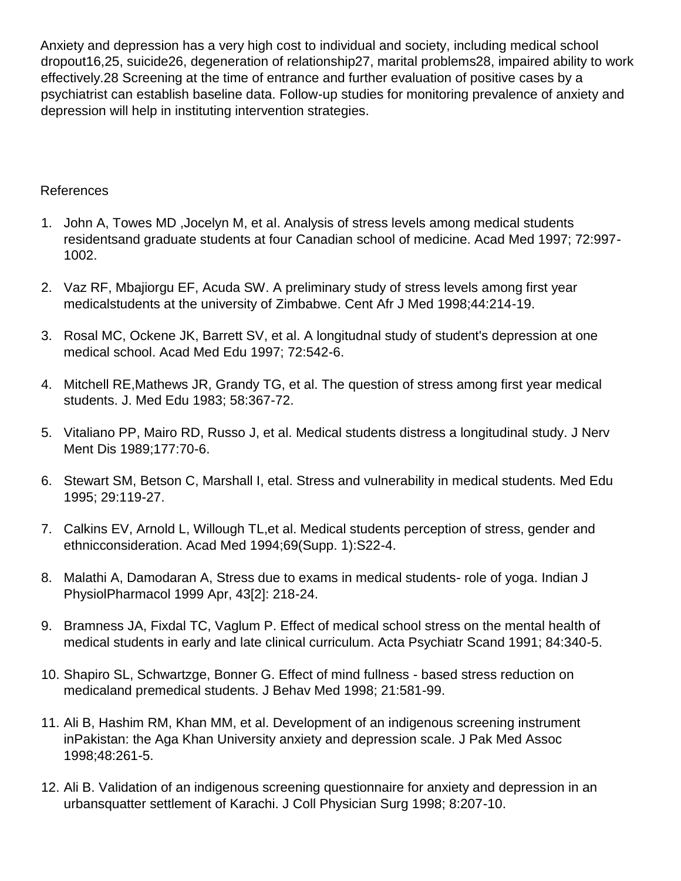Anxiety and depression has a very high cost to individual and society, including medical school dropout[16,25], suicide[26], degeneration of relationship[27], marital problems[28], impaired ability to work effectively.[28] Screening at the time of entrance and further evaluation of positive cases by a psychiatrist can establish baseline data. Follow-up studies for monitoring prevalence of anxiety and depression will help in instituting intervention strategies.

References

1. John A, Towes MD ,Jocelyn M, et al. Analysis of stress levels among medical students residentsand graduate students at four Canadian school of medicine. Acad Med 1997; 72:997-1002.
2. Vaz RF, Mbajiorgu EF, Acuda SW. A preliminary study of stress levels among first year medicalstudents at the university of Zimbabwe. Cent Afr J Med 1998;44:214-19.
3. Rosal MC, Ockene JK, Barrett SV, et al. A longitudnal study of student's depression at one medical school. Acad Med Edu 1997; 72:542-6.
4. Mitchell RE,Mathews JR, Grandy TG, et al. The question of stress among first year medical students. J. Med Edu 1983; 58:367-72.
5. Vitaliano PP, Mairo RD, Russo J, et al. Medical students distress a longitudinal study. J Nerv Ment Dis 1989;177:70-6.
6. Stewart SM, Betson C, Marshall I, etal. Stress and vulnerability in medical students. Med Edu 1995; 29:119-27.
7. Calkins EV, Arnold L, Willough TL,et al. Medical students perception of stress, gender and ethnicconsideration. Acad Med 1994;69(Supp. 1):S22-4.
8. Malathi A, Damodaran A, Stress due to exams in medical students- role of yoga. Indian J PhysiolPharmacol 1999 Apr, 43[2]: 218-24.
9. Bramness JA, Fixdal TC, Vaglum P. Effect of medical school stress on the mental health of medical students in early and late clinical curriculum. Acta Psychiatr Scand 1991; 84:340-5.
10. Shapiro SL, Schwartzge, Bonner G. Effect of mind fullness - based stress reduction on medicaland premedical students. J Behav Med 1998; 21:581-99.
11. Ali B, Hashim RM, Khan MM, et al. Development of an indigenous screening instrument inPakistan: the Aga Khan University anxiety and depression scale. J Pak Med Assoc 1998;48:261-5.
12. Ali B. Validation of an indigenous screening questionnaire for anxiety and depression in an urbansquatter settlement of Karachi. J Coll Physician Surg 1998; 8:207-10.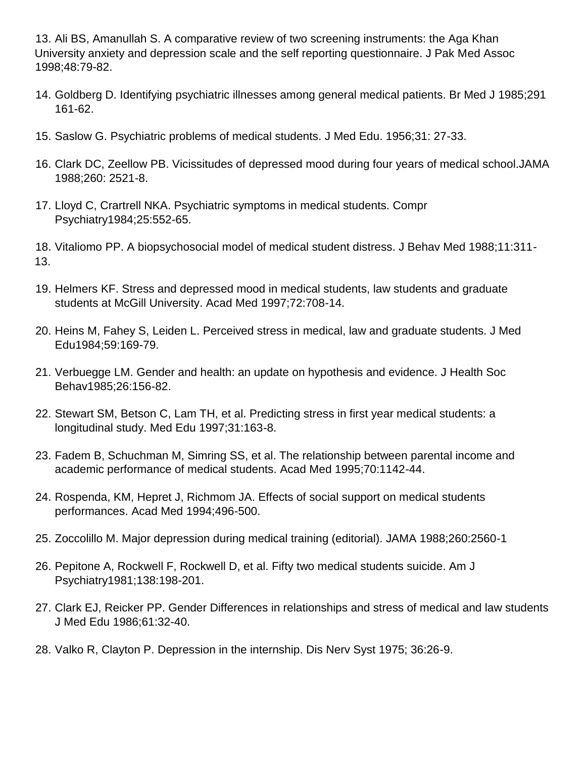13. Ali BS, Amanullah S. A comparative review of two screening instruments: the Aga Khan University anxiety and depression scale and the self reporting questionnaire. J Pak Med Assoc 1998;48:79-82.

14. Goldberg D. Identifying psychiatric illnesses among general medical patients. Br Med J 1985;291 161-62.

15. Saslow G. Psychiatric problems of medical students. J Med Edu. 1956;31: 27-33.

16. Clark DC, Zeellow PB. Vicissitudes of depressed mood during four years of medical school.JAMA 1988;260: 2521-8.

17. Lloyd C, Crartrell NKA. Psychiatric symptoms in medical students. Compr Psychiatry1984;25:552-65.

18. Vitaliomo PP. A biopsychosocial model of medical student distress. J Behav Med 1988;11:311-13.

19. Helmers KF. Stress and depressed mood in medical students, law students and graduate students at McGill University. Acad Med 1997;72:708-14.

20. Heins M, Fahey S, Leiden L. Perceived stress in medical, law and graduate students. J Med Edu1984;59:169-79.

21. Verbuegge LM. Gender and health: an update on hypothesis and evidence. J Health Soc Behav1985;26:156-82.

22. Stewart SM, Betson C, Lam TH, et al. Predicting stress in first year medical students: a longitudinal study. Med Edu 1997;31:163-8.

23. Fadem B, Schuchman M, Simring SS, et al. The relationship between parental income and academic performance of medical students. Acad Med 1995;70:1142-44.

24. Rospenda, KM, Hepret J, Richmom JA. Effects of social support on medical students performances. Acad Med 1994;496-500.

25. Zoccolillo M. Major depression during medical training (editorial). JAMA 1988;260:2560-1

26. Pepitone A, Rockwell F, Rockwell D, et al. Fifty two medical students suicide. Am J Psychiatry1981;138:198-201.

27. Clark EJ, Reicker PP. Gender Differences in relationships and stress of medical and law students J Med Edu 1986;61:32-40.

28. Valko R, Clayton P. Depression in the internship. Dis Nerv Syst 1975; 36:26-9.